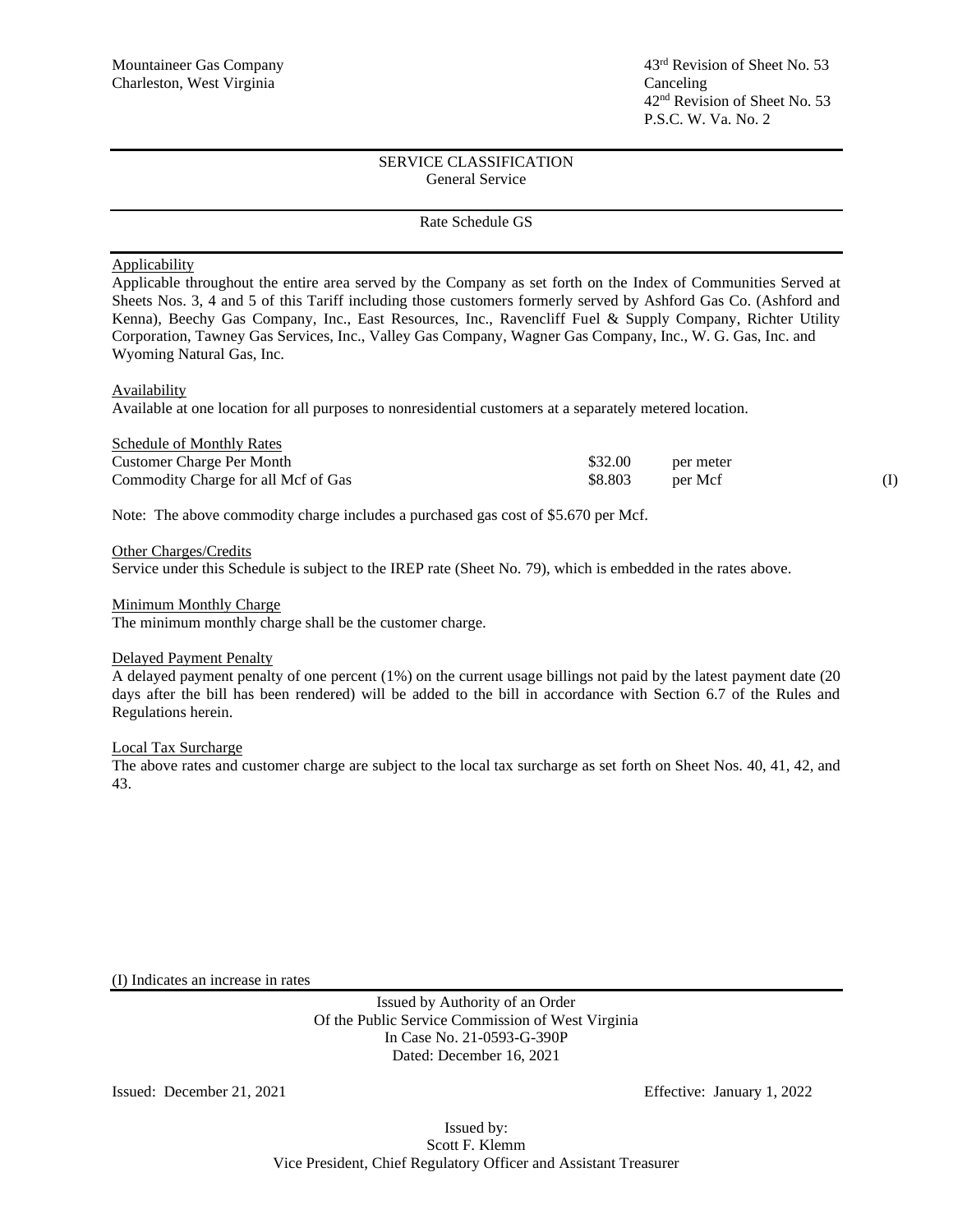Mountaineer Gas Company
Charleston, West Virginia

43rd Revision of Sheet No. 53
Canceling
42nd Revision of Sheet No. 53
P.S.C. W. Va. No. 2

SERVICE CLASSIFICATION
General Service

Rate Schedule GS

<u>Applicability</u>
Applicable throughout the entire area served by the Company as set forth on the Index of Communities Served at Sheets Nos. 3, 4 and 5 of this Tariff including those customers formerly served by Ashford Gas Co. (Ashford and Kenna), Beechy Gas Company, Inc., East Resources, Inc., Ravencliff Fuel & Supply Company, Richter Utility Corporation, Tawney Gas Services, Inc., Valley Gas Company, Wagner Gas Company, Inc., W. G. Gas, Inc. and Wyoming Natural Gas, Inc.

<u>Availability</u>
Available at one location for all purposes to nonresidential customers at a separately metered location.

<u>Schedule of Monthly Rates</u>

| | | | |
|---|---|---|---|
| Customer Charge Per Month | \$32.00 | per meter | |
| Commodity Charge for all Mcf of Gas | \$8.803 | per Mcf | (I) |

Note: The above commodity charge includes a purchased gas cost of \$5.670 per Mcf.

<u>Other Charges/Credits</u>
Service under this Schedule is subject to the IREP rate (Sheet No. 79), which is embedded in the rates above.

<u>Minimum Monthly Charge</u>
The minimum monthly charge shall be the customer charge.

<u>Delayed Payment Penalty</u>
A delayed payment penalty of one percent (1%) on the current usage billings not paid by the latest payment date (20 days after the bill has been rendered) will be added to the bill in accordance with Section 6.7 of the Rules and Regulations herein.

<u>Local Tax Surcharge</u>
The above rates and customer charge are subject to the local tax surcharge as set forth on Sheet Nos. 40, 41, 42, and 43.

(I) Indicates an increase in rates

Issued by Authority of an Order
Of the Public Service Commission of West Virginia
In Case No. 21-0593-G-390P
Dated: December 16, 2021

Issued: December 21, 2021

Effective: January 1, 2022

Issued by:
Scott F. Klemm
Vice President, Chief Regulatory Officer and Assistant Treasurer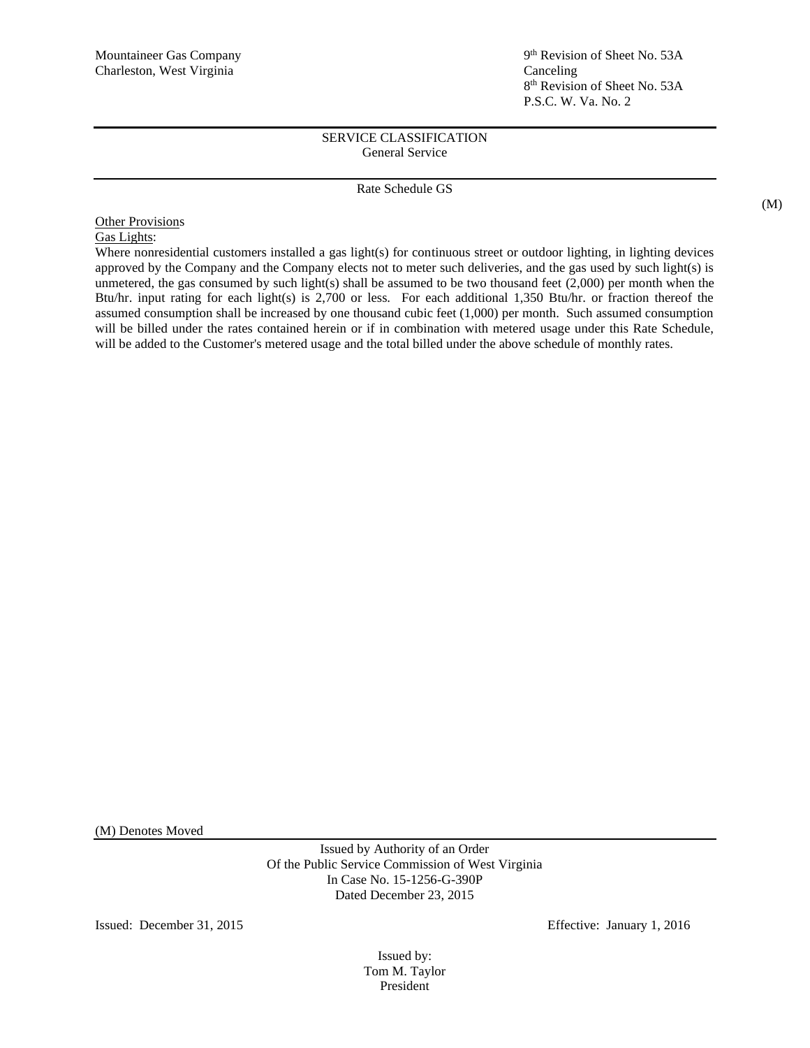Mountaineer Gas Company
Charleston, West Virginia

9th Revision of Sheet No. 53A
Canceling
8th Revision of Sheet No. 53A
P.S.C. W. Va. No. 2

SERVICE CLASSIFICATION
General Service

Rate Schedule GS

(M)

Other Provisions

Gas Lights:

Where nonresidential customers installed a gas light(s) for continuous street or outdoor lighting, in lighting devices approved by the Company and the Company elects not to meter such deliveries, and the gas used by such light(s) is unmetered, the gas consumed by such light(s) shall be assumed to be two thousand feet (2,000) per month when the Btu/hr. input rating for each light(s) is 2,700 or less. For each additional 1,350 Btu/hr. or fraction thereof the assumed consumption shall be increased by one thousand cubic feet (1,000) per month. Such assumed consumption will be billed under the rates contained herein or if in combination with metered usage under this Rate Schedule, will be added to the Customer's metered usage and the total billed under the above schedule of monthly rates.

(M) Denotes Moved

Issued by Authority of an Order
Of the Public Service Commission of West Virginia
In Case No. 15-1256-G-390P
Dated December 23, 2015

Issued: December 31, 2015

Effective: January 1, 2016

Issued by:
Tom M. Taylor
President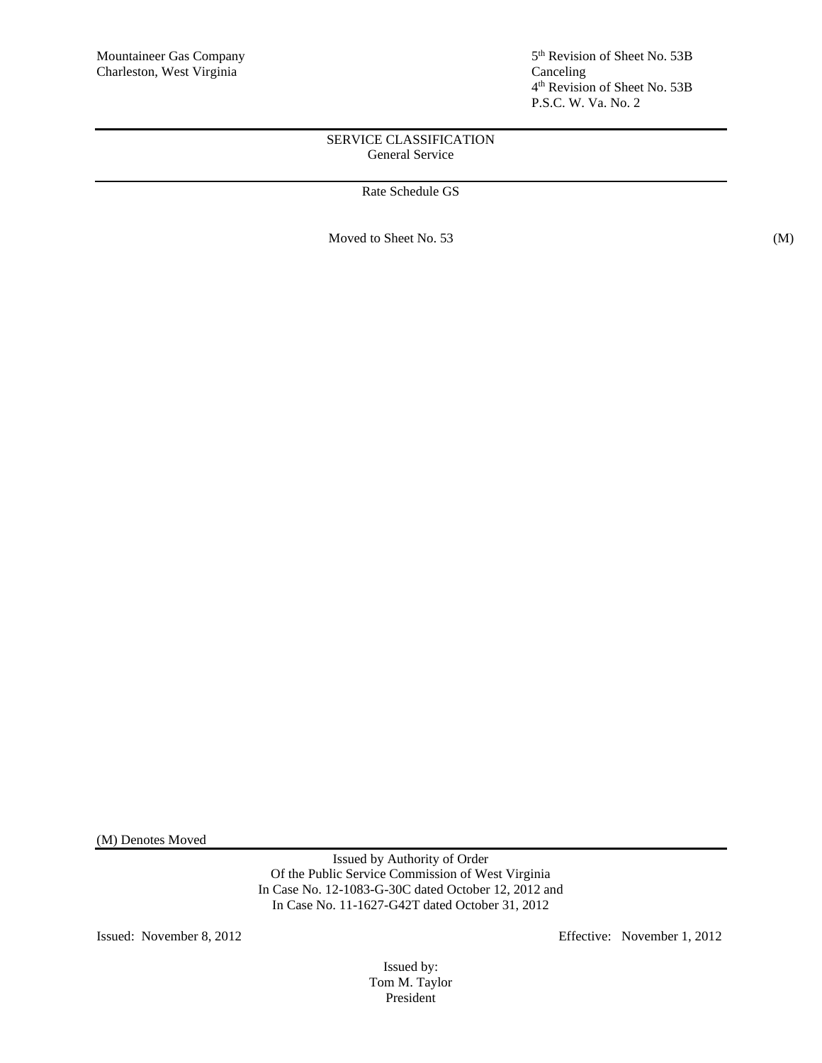Mountaineer Gas Company
Charleston, West Virginia

5th Revision of Sheet No. 53B
Canceling
4th Revision of Sheet No. 53B
P.S.C. W. Va. No. 2

SERVICE CLASSIFICATION
General Service

Rate Schedule GS

Moved to Sheet No. 53 (M)

(M) Denotes Moved

Issued by Authority of Order
Of the Public Service Commission of West Virginia
In Case No. 12-1083-G-30C dated October 12, 2012 and
In Case No. 11-1627-G42T dated October 31, 2012

Issued: November 8, 2012

Effective: November 1, 2012

Issued by:
Tom M. Taylor
President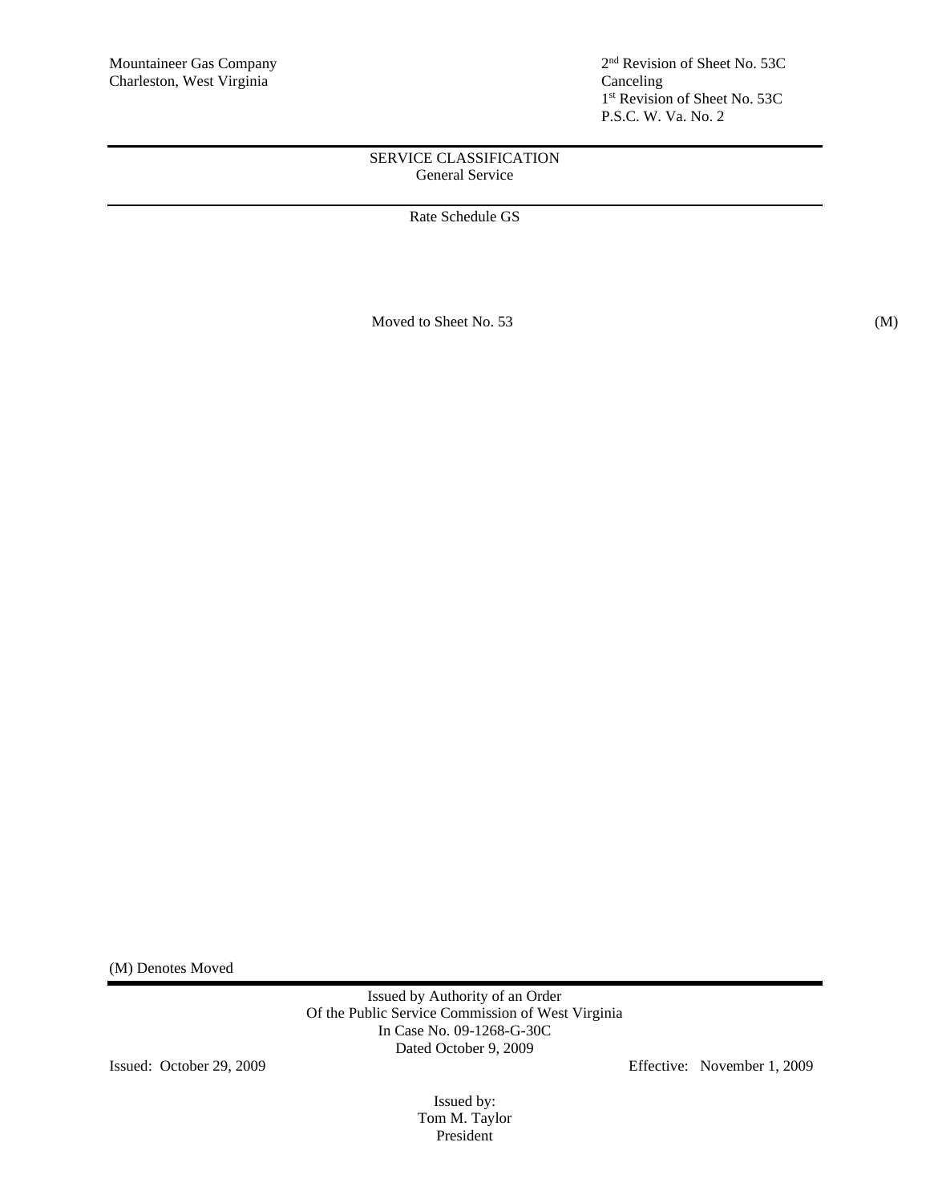Mountaineer Gas Company
Charleston, West Virginia

2nd Revision of Sheet No. 53C
Canceling
1st Revision of Sheet No. 53C
P.S.C. W. Va. No. 2

SERVICE CLASSIFICATION
General Service

Rate Schedule GS

Moved to Sheet No. 53 (M)

(M) Denotes Moved

Issued by Authority of an Order
Of the Public Service Commission of West Virginia
In Case No. 09-1268-G-30C
Dated October 9, 2009

Issued: October 29, 2009

Effective: November 1, 2009

Issued by:
Tom M. Taylor
President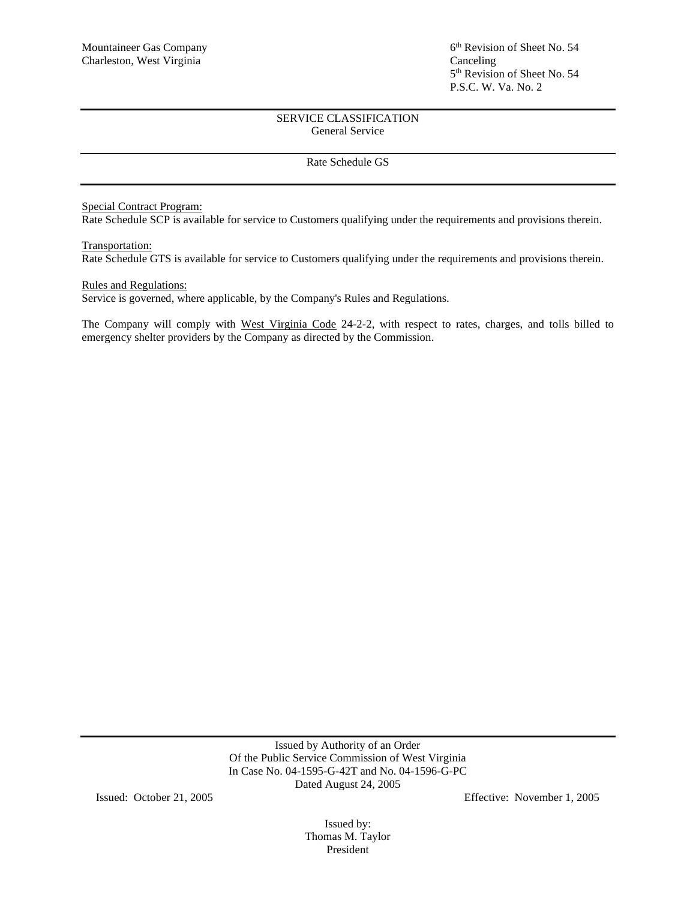Mountaineer Gas Company
Charleston, West Virginia

6th Revision of Sheet No. 54
Canceling
5th Revision of Sheet No. 54
P.S.C. W. Va. No. 2

SERVICE CLASSIFICATION
General Service

Rate Schedule GS

Special Contract Program:
Rate Schedule SCP is available for service to Customers qualifying under the requirements and provisions therein.

Transportation:
Rate Schedule GTS is available for service to Customers qualifying under the requirements and provisions therein.

Rules and Regulations:
Service is governed, where applicable, by the Company's Rules and Regulations.

The Company will comply with West Virginia Code 24-2-2, with respect to rates, charges, and tolls billed to emergency shelter providers by the Company as directed by the Commission.

Issued by Authority of an Order
Of the Public Service Commission of West Virginia
In Case No. 04-1595-G-42T and No. 04-1596-G-PC
Dated August 24, 2005

Issued: October 21, 2005

Effective: November 1, 2005

Issued by:
Thomas M. Taylor
President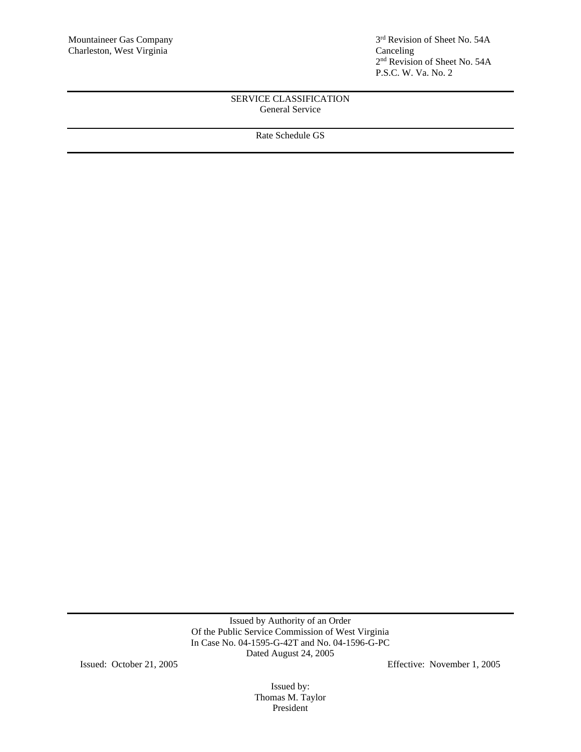Mountaineer Gas Company
Charleston, West Virginia

3rd Revision of Sheet No. 54A
Canceling
2nd Revision of Sheet No. 54A
P.S.C. W. Va. No. 2

SERVICE CLASSIFICATION
General Service

Rate Schedule GS

Issued by Authority of an Order
Of the Public Service Commission of West Virginia
In Case No. 04-1595-G-42T and No. 04-1596-G-PC
Dated August 24, 2005

Issued: October 21, 2005

Effective: November 1, 2005

Issued by:
Thomas M. Taylor
President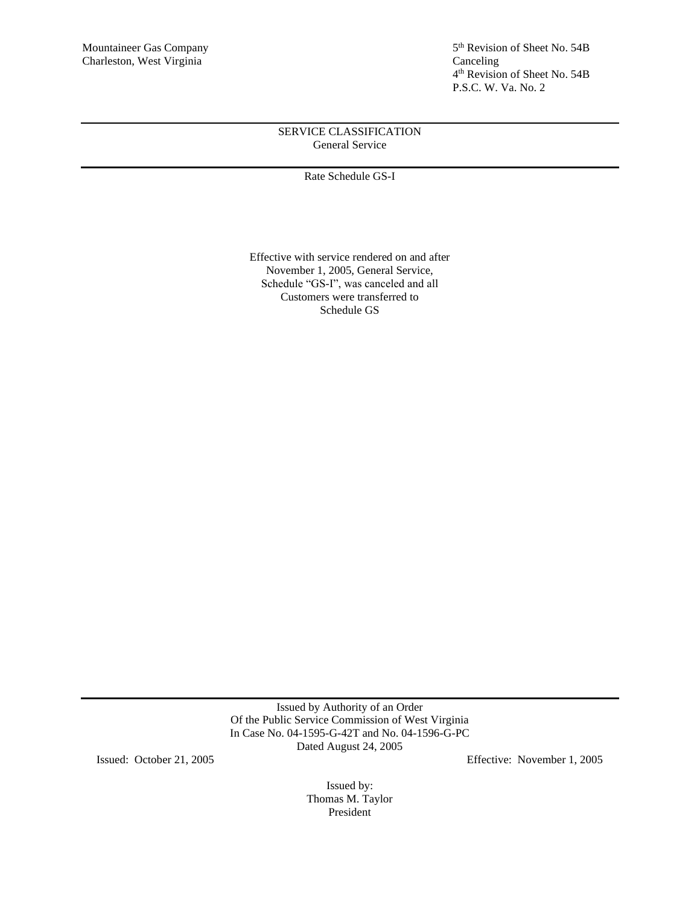Mountaineer Gas Company
Charleston, West Virginia

5th Revision of Sheet No. 54B
Canceling
4th Revision of Sheet No. 54B
P.S.C. W. Va. No. 2

SERVICE CLASSIFICATION
General Service

Rate Schedule GS-I

Effective with service rendered on and after November 1, 2005, General Service, Schedule "GS-I", was canceled and all Customers were transferred to Schedule GS

Issued by Authority of an Order
Of the Public Service Commission of West Virginia
In Case No. 04-1595-G-42T and No. 04-1596-G-PC
Dated August 24, 2005

Issued: October 21, 2005

Effective: November 1, 2005

Issued by:
Thomas M. Taylor
President